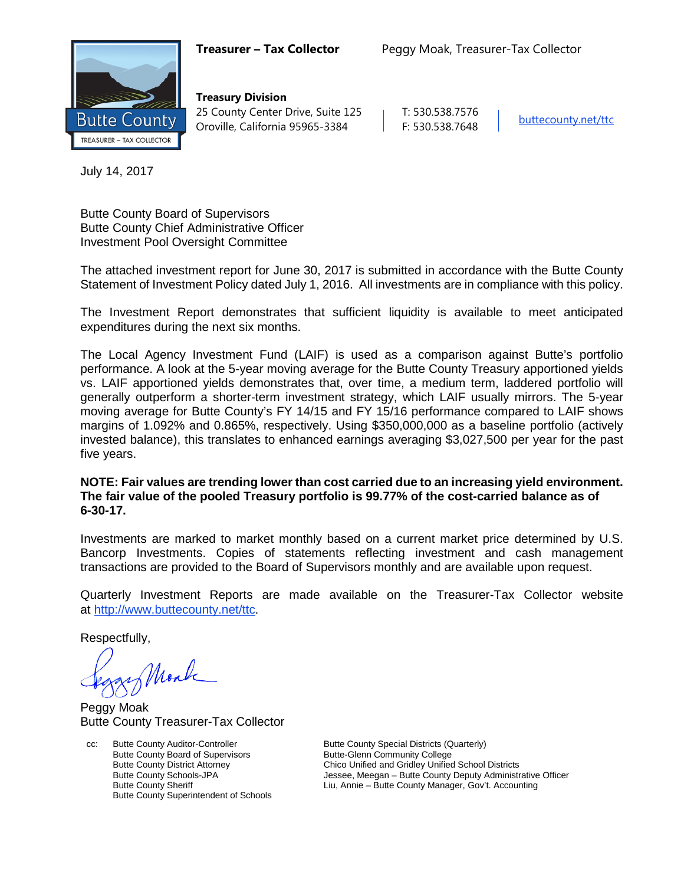**Treasurer – Tax Collector** Peggy Moak, Treasurer-Tax Collector

Butte County
TREASURER – TAX COLLECTOR

**Treasury Division**
25 County Center Drive, Suite 125
Oroville, California 95965-3384

T: 530.538.7576
F: 530.538.7648

buttecounty.net/ttc

July 14, 2017

Butte County Board of Supervisors
Butte County Chief Administrative Officer
Investment Pool Oversight Committee

The attached investment report for June 30, 2017 is submitted in accordance with the Butte County Statement of Investment Policy dated July 1, 2016. All investments are in compliance with this policy.

The Investment Report demonstrates that sufficient liquidity is available to meet anticipated expenditures during the next six months.

The Local Agency Investment Fund (LAIF) is used as a comparison against Butte's portfolio performance. A look at the 5-year moving average for the Butte County Treasury apportioned yields vs. LAIF apportioned yields demonstrates that, over time, a medium term, laddered portfolio will generally outperform a shorter-term investment strategy, which LAIF usually mirrors. The 5-year moving average for Butte County's FY 14/15 and FY 15/16 performance compared to LAIF shows margins of 1.092% and 0.865%, respectively. Using $350,000,000 as a baseline portfolio (actively invested balance), this translates to enhanced earnings averaging $3,027,500 per year for the past five years.

**NOTE: Fair values are trending lower than cost carried due to an increasing yield environment. The fair value of the pooled Treasury portfolio is 99.77% of the cost-carried balance as of 6-30-17.**

Investments are marked to market monthly based on a current market price determined by U.S. Bancorp Investments. Copies of statements reflecting investment and cash management transactions are provided to the Board of Supervisors monthly and are available upon request.

Quarterly Investment Reports are made available on the Treasurer-Tax Collector website at http://www.buttecounty.net/ttc.

Respectfully,

Peggy Moak
Butte County Treasurer-Tax Collector

cc: Butte County Auditor-Controller
Butte County Board of Supervisors
Butte County District Attorney
Butte County Schools-JPA
Butte County Sheriff
Butte County Superintendent of Schools
Butte County Special Districts (Quarterly)
Butte-Glenn Community College
Chico Unified and Gridley Unified School Districts
Jessee, Meegan – Butte County Deputy Administrative Officer
Liu, Annie – Butte County Manager, Gov't. Accounting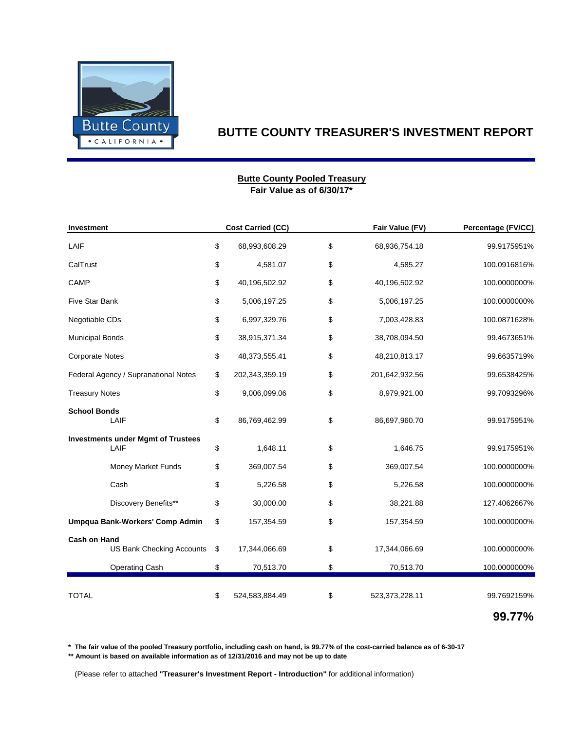# BUTTE COUNTY TREASURER'S INVESTMENT REPORT

**Butte County Pooled Treasury**
**Fair Value as of 6/30/17***

| Investment | | Cost Carried (CC) | | Fair Value (FV) | Percentage (FV/CC) |
|---|---|---|---|---|---|
| LAIF | $ | 68,993,608.29 | $ | 68,936,754.18 | 99.9175951% |
| CalTrust | $ | 4,581.07 | $ | 4,585.27 | 100.0916816% |
| CAMP | $ | 40,196,502.92 | $ | 40,196,502.92 | 100.0000000% |
| Five Star Bank | $ | 5,006,197.25 | $ | 5,006,197.25 | 100.0000000% |
| Negotiable CDs | $ | 6,997,329.76 | $ | 7,003,428.83 | 100.0871628% |
| Municipal Bonds | $ | 38,915,371.34 | $ | 38,708,094.50 | 99.4673651% |
| Corporate Notes | $ | 48,373,555.41 | $ | 48,210,813.17 | 99.6635719% |
| Federal Agency / Supranational Notes | $ | 202,343,359.19 | $ | 201,642,932.56 | 99.6538425% |
| Treasury Notes | $ | 9,006,099.06 | $ | 8,979,921.00 | 99.7093296% |
| **School Bonds** | | | | | |
| LAIF | $ | 86,769,462.99 | $ | 86,697,960.70 | 99.9175951% |
| **Investments under Mgmt of Trustees** | | | | | |
| LAIF | $ | 1,648.11 | $ | 1,646.75 | 99.9175951% |
| Money Market Funds | $ | 369,007.54 | $ | 369,007.54 | 100.0000000% |
| Cash | $ | 5,226.58 | $ | 5,226.58 | 100.0000000% |
| Discovery Benefits** | $ | 30,000.00 | $ | 38,221.88 | 127.4062667% |
| **Umpqua Bank-Workers' Comp Admin** | $ | 157,354.59 | $ | 157,354.59 | 100.0000000% |
| **Cash on Hand** | | | | | |
| US Bank Checking Accounts | $ | 17,344,066.69 | $ | 17,344,066.69 | 100.0000000% |
| Operating Cash | $ | 70,513.70 | $ | 70,513.70 | 100.0000000% |
| TOTAL | $ | 524,583,884.49 | $ | 523,373,228.11 | 99.7692159% |
| | | | | | **99.77%** |

**\* The fair value of the pooled Treasury portfolio, including cash on hand, is 99.77% of the cost-carried balance as of 6-30-17**
**\*\* Amount is based on available information as of 12/31/2016 and may not be up to date**

(Please refer to attached **"Treasurer's Investment Report - Introduction"** for additional information)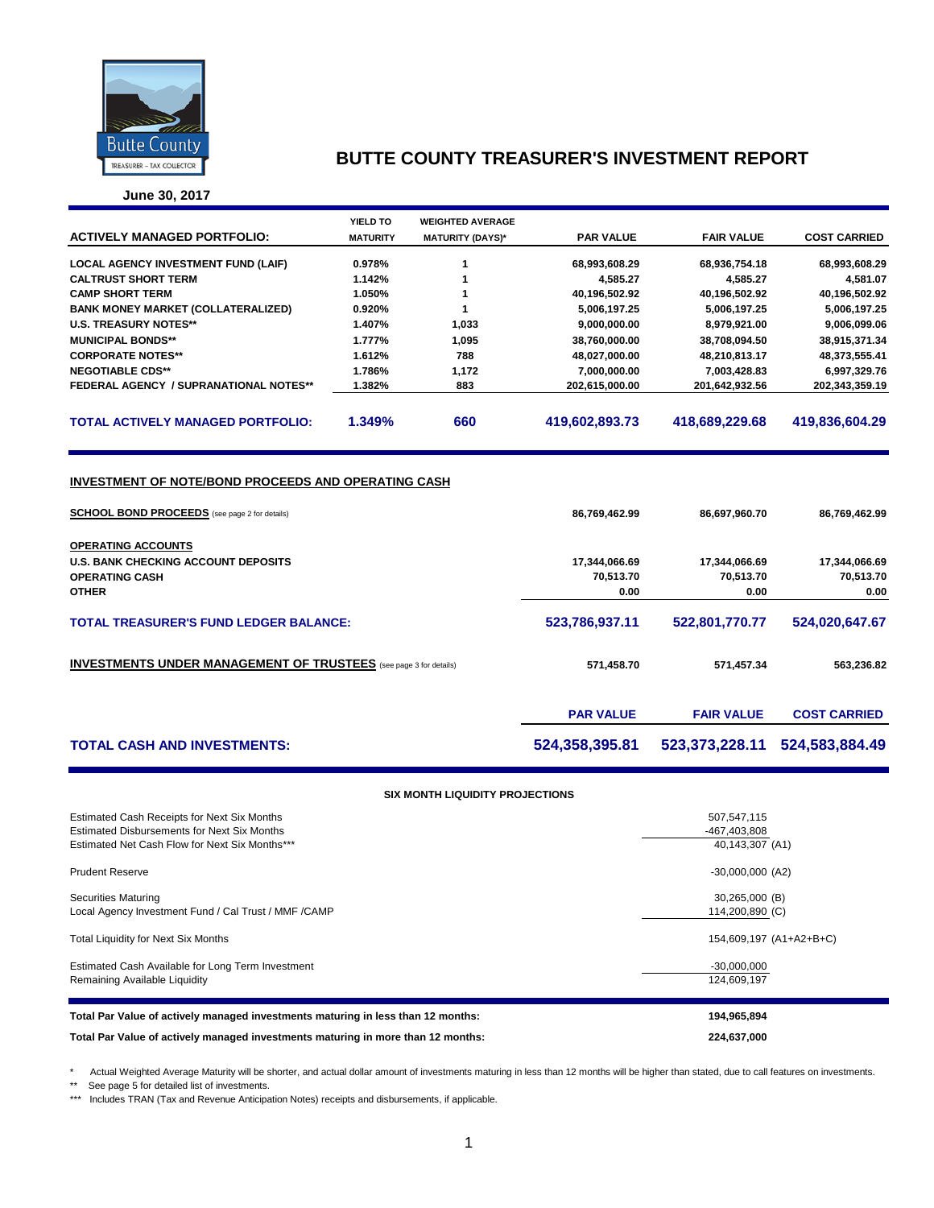# BUTTE COUNTY TREASURER'S INVESTMENT REPORT

**June 30, 2017**

| ACTIVELY MANAGED PORTFOLIO: | YIELD TO MATURITY | WEIGHTED AVERAGE MATURITY (DAYS)* | PAR VALUE | FAIR VALUE | COST CARRIED |
|---|---|---|---|---|---|
| LOCAL AGENCY INVESTMENT FUND (LAIF) | 0.978% | 1 | 68,993,608.29 | 68,936,754.18 | 68,993,608.29 |
| CALTRUST SHORT TERM | 1.142% | 1 | 4,585.27 | 4,585.27 | 4,581.07 |
| CAMP SHORT TERM | 1.050% | 1 | 40,196,502.92 | 40,196,502.92 | 40,196,502.92 |
| BANK MONEY MARKET (COLLATERALIZED) | 0.920% | 1 | 5,006,197.25 | 5,006,197.25 | 5,006,197.25 |
| U.S. TREASURY NOTES** | 1.407% | 1,033 | 9,000,000.00 | 8,979,921.00 | 9,006,099.06 |
| MUNICIPAL BONDS** | 1.777% | 1,095 | 38,760,000.00 | 38,708,094.50 | 38,915,371.34 |
| CORPORATE NOTES** | 1.612% | 788 | 48,027,000.00 | 48,210,813.17 | 48,373,555.41 |
| NEGOTIABLE CDS** | 1.786% | 1,172 | 7,000,000.00 | 7,003,428.83 | 6,997,329.76 |
| FEDERAL AGENCY / SUPRANATIONAL NOTES** | 1.382% | 883 | 202,615,000.00 | 201,642,932.56 | 202,343,359.19 |
| **TOTAL ACTIVELY MANAGED PORTFOLIO:** | **1.349%** | **660** | **419,602,893.73** | **418,689,229.68** | **419,836,604.29** |

## INVESTMENT OF NOTE/BOND PROCEEDS AND OPERATING CASH

| | PAR VALUE | FAIR VALUE | COST CARRIED |
|---|---|---|---|
| **SCHOOL BOND PROCEEDS** (see page 2 for details) | 86,769,462.99 | 86,697,960.70 | 86,769,462.99 |
| **OPERATING ACCOUNTS** | | | |
| U.S. BANK CHECKING ACCOUNT DEPOSITS | 17,344,066.69 | 17,344,066.69 | 17,344,066.69 |
| OPERATING CASH | 70,513.70 | 70,513.70 | 70,513.70 |
| OTHER | 0.00 | 0.00 | 0.00 |
| **TOTAL TREASURER'S FUND LEDGER BALANCE:** | **523,786,937.11** | **522,801,770.77** | **524,020,647.67** |
| **INVESTMENTS UNDER MANAGEMENT OF TRUSTEES** (see page 3 for details) | 571,458.70 | 571,457.34 | 563,236.82 |
| **TOTAL CASH AND INVESTMENTS:** | **524,358,395.81** | **523,373,228.11** | **524,583,884.49** |

### SIX MONTH LIQUIDITY PROJECTIONS

| | |
|---|---|
| Estimated Cash Receipts for Next Six Months | 507,547,115 |
| Estimated Disbursements for Next Six Months | -467,403,808 |
| Estimated Net Cash Flow for Next Six Months*** | 40,143,307 (A1) |
| Prudent Reserve | -30,000,000 (A2) |
| Securities Maturing | 30,265,000 (B) |
| Local Agency Investment Fund / Cal Trust / MMF /CAMP | 114,200,890 (C) |
| Total Liquidity for Next Six Months | 154,609,197 (A1+A2+B+C) |
| Estimated Cash Available for Long Term Investment | -30,000,000 |
| Remaining Available Liquidity | 124,609,197 |

| | |
|---|---|
| **Total Par Value of actively managed investments maturing in less than 12 months:** | **194,965,894** |
| **Total Par Value of actively managed investments maturing in more than 12 months:** | **224,637,000** |

\* Actual Weighted Average Maturity will be shorter, and actual dollar amount of investments maturing in less than 12 months will be higher than stated, due to call features on investments.

** See page 5 for detailed list of investments.

*** Includes TRAN (Tax and Revenue Anticipation Notes) receipts and disbursements, if applicable.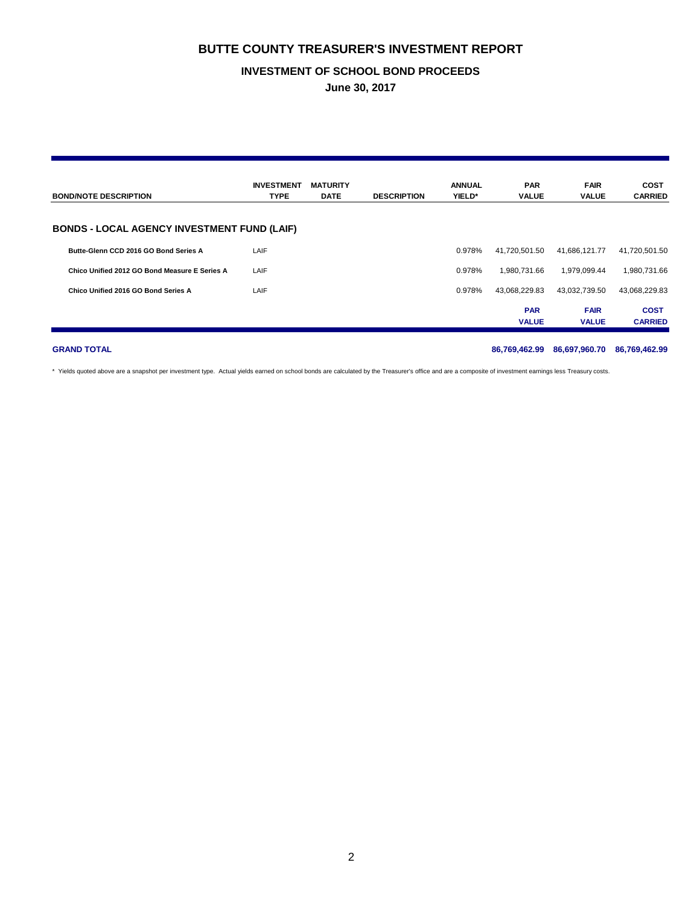# BUTTE COUNTY TREASURER'S INVESTMENT REPORT

## INVESTMENT OF SCHOOL BOND PROCEEDS

**June 30, 2017**

| BOND/NOTE DESCRIPTION | INVESTMENT TYPE | MATURITY DATE | DESCRIPTION | ANNUAL YIELD* | PAR VALUE | FAIR VALUE | COST CARRIED |
|---|---|---|---|---|---|---|---|
| **BONDS - LOCAL AGENCY INVESTMENT FUND (LAIF)** | | | | | | | |
| **Butte-Glenn CCD 2016 GO Bond Series A** | LAIF | | | 0.978% | 41,720,501.50 | 41,686,121.77 | 41,720,501.50 |
| **Chico Unified 2012 GO Bond Measure E Series A** | LAIF | | | 0.978% | 1,980,731.66 | 1,979,099.44 | 1,980,731.66 |
| **Chico Unified 2016 GO Bond Series A** | LAIF | | | 0.978% | 43,068,229.83 | 43,032,739.50 | 43,068,229.83 |
| | | | | | **PAR VALUE** | **FAIR VALUE** | **COST CARRIED** |
| **GRAND TOTAL** | | | | | **86,769,462.99** | **86,697,960.70** | **86,769,462.99** |

\* Yields quoted above are a snapshot per investment type. Actual yields earned on school bonds are calculated by the Treasurer's office and are a composite of investment earnings less Treasury costs.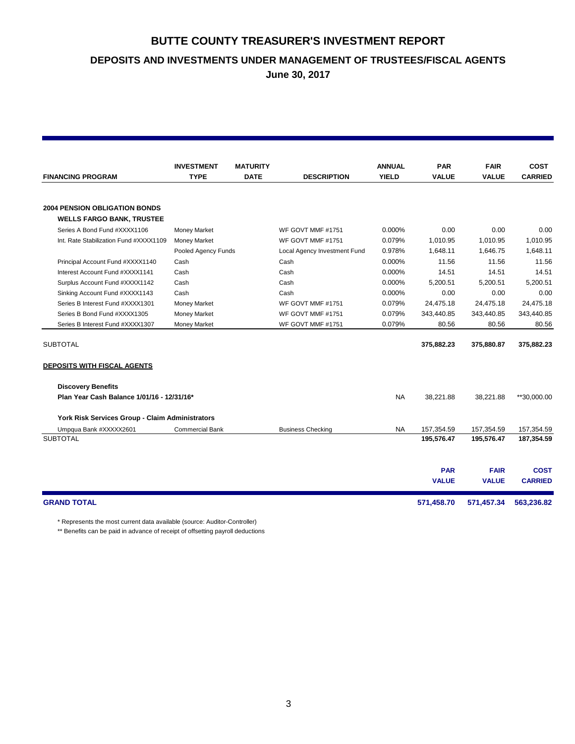# BUTTE COUNTY TREASURER'S INVESTMENT REPORT

## DEPOSITS AND INVESTMENTS UNDER MANAGEMENT OF TRUSTEES/FISCAL AGENTS

**June 30, 2017**

| FINANCING PROGRAM | INVESTMENT TYPE | MATURITY DATE | DESCRIPTION | ANNUAL YIELD | PAR VALUE | FAIR VALUE | COST CARRIED |
|---|---|---|---|---|---|---|---|
| **2004 PENSION OBLIGATION BONDS** | | | | | | | |
| **WELLS FARGO BANK, TRUSTEE** | | | | | | | |
| Series A Bond Fund #XXXX1106 | Money Market | | WF GOVT MMF #1751 | 0.000% | 0.00 | 0.00 | 0.00 |
| Int. Rate Stabilization Fund #XXXX1109 | Money Market | | WF GOVT MMF #1751 | 0.079% | 1,010.95 | 1,010.95 | 1,010.95 |
| | Pooled Agency Funds | | Local Agency Investment Fund | 0.978% | 1,648.11 | 1,646.75 | 1,648.11 |
| Principal Account Fund #XXXX1140 | Cash | | Cash | 0.000% | 11.56 | 11.56 | 11.56 |
| Interest Account Fund #XXXX1141 | Cash | | Cash | 0.000% | 14.51 | 14.51 | 14.51 |
| Surplus Account Fund #XXXX1142 | Cash | | Cash | 0.000% | 5,200.51 | 5,200.51 | 5,200.51 |
| Sinking Account Fund #XXXX1143 | Cash | | Cash | 0.000% | 0.00 | 0.00 | 0.00 |
| Series B Interest Fund #XXXX1301 | Money Market | | WF GOVT MMF #1751 | 0.079% | 24,475.18 | 24,475.18 | 24,475.18 |
| Series B Bond Fund #XXXX1305 | Money Market | | WF GOVT MMF #1751 | 0.079% | 343,440.85 | 343,440.85 | 343,440.85 |
| Series B Interest Fund #XXXX1307 | Money Market | | WF GOVT MMF #1751 | 0.079% | 80.56 | 80.56 | 80.56 |
| SUBTOTAL | | | | | **375,882.23** | **375,880.87** | **375,882.23** |
| **DEPOSITS WITH FISCAL AGENTS** | | | | | | | |
| **Discovery Benefits** | | | | | | | |
| **Plan Year Cash Balance 1/01/16 - 12/31/16*** | | | | NA | 38,221.88 | 38,221.88 | **30,000.00 |
| **York Risk Services Group - Claim Administrators** | | | | | | | |
| Umpqua Bank #XXXXX2601 | Commercial Bank | | Business Checking | NA | 157,354.59 | 157,354.59 | 157,354.59 |
| SUBTOTAL | | | | | **195,576.47** | **195,576.47** | **187,354.59** |
| | | | | | **PAR VALUE** | **FAIR VALUE** | **COST CARRIED** |
| **GRAND TOTAL** | | | | | **571,458.70** | **571,457.34** | **563,236.82** |

\* Represents the most current data available (source: Auditor-Controller)

** Benefits can be paid in advance of receipt of offsetting payroll deductions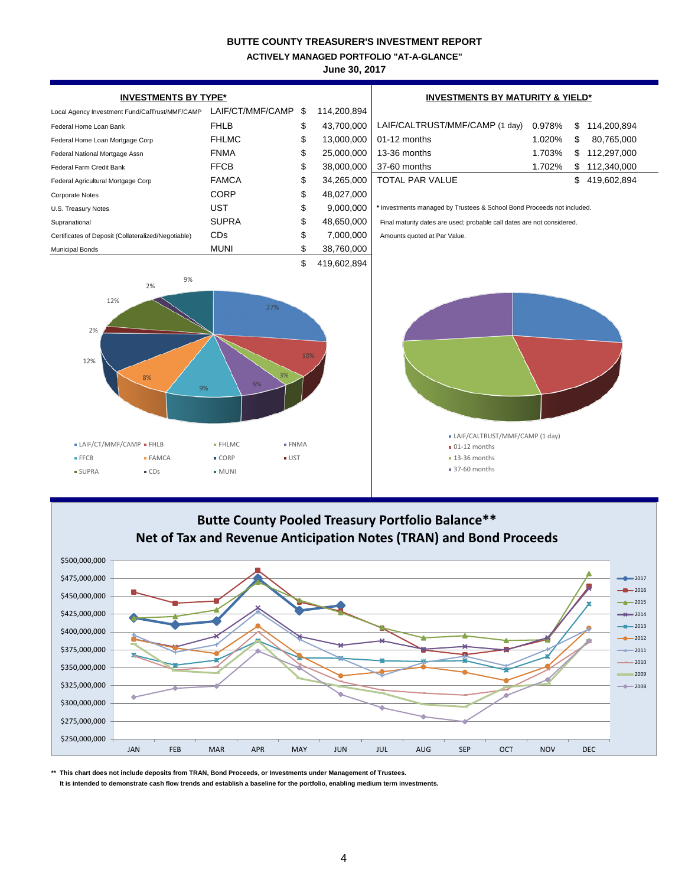**BUTTE COUNTY TREASURER'S INVESTMENT REPORT**

**ACTIVELY MANAGED PORTFOLIO "AT-A-GLANCE"**

**June 30, 2017**

## INVESTMENTS BY TYPE*

| | | | |
|---|---|---|---|
| Local Agency Investment Fund/CalTrust/MMF/CAMP | LAIF/CT/MMF/CAMP | $ | 114,200,894 |
| Federal Home Loan Bank | FHLB | $ | 43,700,000 |
| Federal Home Loan Mortgage Corp | FHLMC | $ | 13,000,000 |
| Federal National Mortgage Assn | FNMA | $ | 25,000,000 |
| Federal Farm Credit Bank | FFCB | $ | 38,000,000 |
| Federal Agricultural Mortgage Corp | FAMCA | $ | 34,265,000 |
| Corporate Notes | CORP | $ | 48,027,000 |
| U.S. Treasury Notes | UST | $ | 9,000,000 |
| Supranational | SUPRA | $ | 48,650,000 |
| Certificates of Deposit (Collateralized/Negotiable) | CDs | $ | 7,000,000 |
| Municipal Bonds | MUNI | $ | 38,760,000 |
| | | $ | 419,602,894 |

## INVESTMENTS BY MATURITY & YIELD*

| | | | |
|---|---|---|---|
| LAIF/CALTRUST/MMF/CAMP (1 day) | 0.978% | $ | 114,200,894 |
| 01-12 months | 1.020% | $ | 80,765,000 |
| 13-36 months | 1.703% | $ | 112,297,000 |
| 37-60 months | 1.702% | $ | 112,340,000 |
| TOTAL PAR VALUE | | $ | 419,602,894 |

* Investments managed by Trustees & School Bond Proceeds not included.

Final maturity dates are used; probable call dates are not considered.

Amounts quoted at Par Value.

## Butte County Pooled Treasury Portfolio Balance**
## Net of Tax and Revenue Anticipation Notes (TRAN) and Bond Proceeds

** This chart does not include deposits from TRAN, Bond Proceeds, or Investments under Management of Trustees.

It is intended to demonstrate cash flow trends and establish a baseline for the portfolio, enabling medium term investments.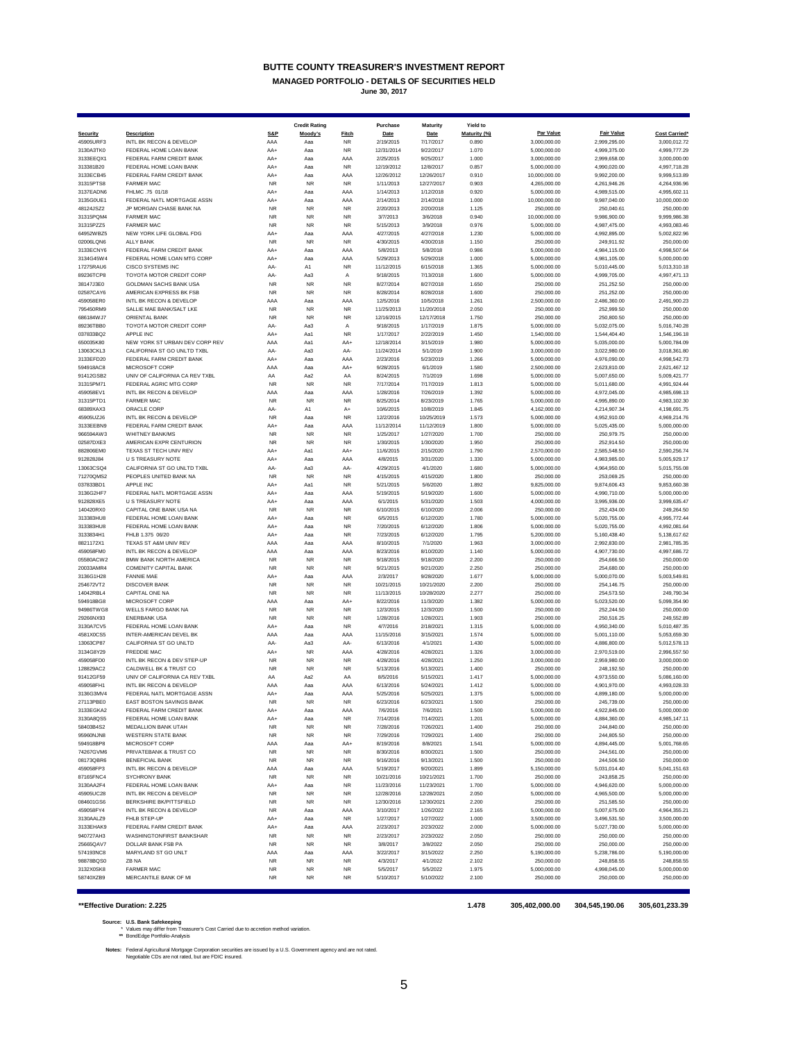# BUTTE COUNTY TREASURER'S INVESTMENT REPORT

## MANAGED PORTFOLIO - DETAILS OF SECURITIES HELD

**June 30, 2017**

| Security | Description | S&P | Moody's | Fitch | Purchase Date | Maturity Date | Yield to Maturity (%) | Par Value | Fair Value | Cost Carried* |
|---|---|---|---|---|---|---|---|---|---|---|
| 45905URF3 | INTL BK RECON & DEVELOP | AAA | Aaa | NR | 2/19/2015 | 7/17/2017 | 0.890 | 3,000,000.00 | 2,999,295.00 | 3,000,012.72 |
| 3130A3TK0 | FEDERAL HOME LOAN BANK | AA+ | Aaa | NR | 12/31/2014 | 9/22/2017 | 1.070 | 5,000,000.00 | 4,999,375.00 | 4,999,777.29 |
| 3133EEQX1 | FEDERAL FARM CREDIT BANK | AA+ | Aaa | AAA | 2/25/2015 | 9/25/2017 | 1.000 | 3,000,000.00 | 2,999,658.00 | 3,000,000.00 |
| 313381B20 | FEDERAL HOME LOAN BANK | AA+ | Aaa | NR | 12/19/2012 | 12/8/2017 | 0.857 | 5,000,000.00 | 4,990,020.00 | 4,997,718.28 |
| 3133ECB45 | FEDERAL FARM CREDIT BANK | AA+ | Aaa | AAA | 12/26/2012 | 12/26/2017 | 0.910 | 10,000,000.00 | 9,992,200.00 | 9,999,513.89 |
| 31315PTS8 | FARMER MAC | NR | NR | NR | 1/11/2013 | 12/27/2017 | 0.903 | 4,265,000.00 | 4,261,946.26 | 4,264,936.96 |
| 3137EADN6 | FHLMC .75 01/18 | AA+ | Aaa | AAA | 1/14/2013 | 1/12/2018 | 0.920 | 5,000,000.00 | 4,989,515.00 | 4,995,602.11 |
| 3135G0UE1 | FEDERAL NATL MORTGAGE ASSN | AA+ | Aaa | AAA | 2/14/2013 | 2/14/2018 | 1.000 | 10,000,000.00 | 9,987,040.00 | 10,000,000.00 |
| 48124JSZ2 | JP MORGAN CHASE BANK NA | NR | NR | NR | 2/20/2013 | 2/20/2018 | 1.125 | 250,000.00 | 250,040.61 | 250,000.00 |
| 31315PQM4 | FARMER MAC | NR | NR | NR | 3/7/2013 | 3/6/2018 | 0.940 | 10,000,000.00 | 9,986,900.00 | 9,999,986.38 |
| 31315PZZ5 | FARMER MAC | NR | NR | NR | 5/15/2013 | 3/9/2018 | 0.976 | 5,000,000.00 | 4,987,475.00 | 4,993,083.46 |
| 64952WBZ5 | NEW YORK LIFE GLOBAL FDG | AA+ | Aaa | AAA | 4/27/2015 | 4/27/2018 | 1.230 | 5,000,000.00 | 4,992,895.00 | 5,002,822.96 |
| 02006LQN6 | ALLY BANK | NR | NR | NR | 4/30/2015 | 4/30/2018 | 1.150 | 250,000.00 | 249,911.92 | 250,000.00 |
| 3133ECNY6 | FEDERAL FARM CREDIT BANK | AA+ | Aaa | AAA | 5/8/2013 | 5/8/2018 | 0.986 | 5,000,000.00 | 4,984,115.00 | 4,998,507.64 |
| 3134G45W4 | FEDERAL HOME LOAN MTG CORP | AA+ | Aaa | AAA | 5/29/2013 | 5/29/2018 | 1.000 | 5,000,000.00 | 4,981,105.00 | 5,000,000.00 |
| 17275RAU6 | CISCO SYSTEMS INC | AA- | A1 | NR | 11/12/2015 | 6/15/2018 | 1.365 | 5,000,000.00 | 5,010,445.00 | 5,013,310.18 |
| 89236TCP8 | TOYOTA MOTOR CREDIT CORP | AA- | Aa3 | A | 9/18/2015 | 7/13/2018 | 1.600 | 5,000,000.00 | 4,999,705.00 | 4,997,471.13 |
| 38147J3E0 | GOLDMAN SACHS BANK USA | NR | NR | NR | 8/27/2014 | 8/27/2018 | 1.650 | 250,000.00 | 251,252.50 | 250,000.00 |
| 02587CAY6 | AMERICAN EXPRESS BK FSB | NR | NR | NR | 8/28/2014 | 8/28/2018 | 1.600 | 250,000.00 | 251,252.00 | 250,000.00 |
| 459058ER0 | INTL BK RECON & DEVELOP | AAA | Aaa | AAA | 12/5/2016 | 10/5/2018 | 1.261 | 2,500,000.00 | 2,486,360.00 | 2,491,900.23 |
| 795450RM9 | SALLIE MAE BANK/SALT LKE | NR | NR | NR | 11/25/2013 | 11/20/2018 | 2.050 | 250,000.00 | 252,999.50 | 250,000.00 |
| 686184WJ7 | ORIENTAL BANK | NR | NR | NR | 12/16/2015 | 12/17/2018 | 1.750 | 250,000.00 | 250,800.50 | 250,000.00 |
| 89236TBB0 | TOYOTA MOTOR CREDIT CORP | AA- | Aa3 | A | 9/18/2015 | 1/17/2019 | 1.875 | 5,000,000.00 | 5,032,075.00 | 5,016,740.28 |
| 037833BQ2 | APPLE INC | AA+ | Aa1 | NR | 1/17/2017 | 2/22/2019 | 1.450 | 1,540,000.00 | 1,544,404.40 | 1,546,196.18 |
| 650035K80 | NEW YORK ST URBAN DEV CORP REV | AAA | Aa1 | AA+ | 12/18/2014 | 3/15/2019 | 1.980 | 5,000,000.00 | 5,035,000.00 | 5,000,784.09 |
| 13063CKL3 | CALIFORNIA ST GO UNLTD TXBL | AA- | Aa3 | AA- | 11/24/2014 | 5/1/2019 | 1.900 | 3,000,000.00 | 3,022,980.00 | 3,018,361.80 |
| 3133EFD20 | FEDERAL FARM CREDIT BANK | AA+ | Aaa | AAA | 2/23/2016 | 5/23/2019 | 1.266 | 5,000,000.00 | 4,976,090.00 | 4,998,542.73 |
| 594918AC8 | MICROSOFT CORP | AAA | Aaa | AA+ | 9/28/2015 | 6/1/2019 | 1.580 | 2,500,000.00 | 2,623,810.00 | 2,621,467.12 |
| 91412GSB2 | UNIV OF CALIFORNIA CA REV TXBL | AA | Aa2 | AA | 8/24/2015 | 7/1/2019 | 1.698 | 5,000,000.00 | 5,007,650.00 | 5,009,421.77 |
| 31315PM71 | FEDERAL AGRIC MTG CORP | NR | NR | NR | 7/17/2014 | 7/17/2019 | 1.813 | 5,000,000.00 | 5,011,680.00 | 4,991,924.44 |
| 459058EV1 | INTL BK RECON & DEVELOP | AAA | Aaa | AAA | 1/28/2016 | 7/26/2019 | 1.392 | 5,000,000.00 | 4,972,045.00 | 4,985,698.13 |
| 31315PTD1 | FARMER MAC | NR | NR | NR | 8/25/2014 | 8/23/2019 | 1.765 | 5,000,000.00 | 4,995,890.00 | 4,983,102.30 |
| 68389XAX3 | ORACLE CORP | AA- | A1 | A+ | 10/6/2015 | 10/8/2019 | 1.845 | 4,162,000.00 | 4,214,907.34 | 4,198,691.75 |
| 45905UZJ6 | INTL BK RECON & DEVELOP | NR | Aaa | NR | 12/2/2016 | 10/25/2019 | 1.573 | 5,000,000.00 | 4,952,910.00 | 4,969,214.76 |
| 3133EEBN9 | FEDERAL FARM CREDIT BANK | AA+ | Aaa | AAA | 11/12/2014 | 11/20/2019 | 1.800 | 5,000,000.00 | 5,025,435.00 | 5,000,000.00 |
| 966594AW3 | WHITNEY BANK/MS | NR | NR | NR | 1/25/2017 | 1/27/2020 | 1.700 | 250,000.00 | 250,979.75 | 250,000.00 |
| 02587DXE3 | AMERICAN EXPR CENTURION | NR | NR | NR | 1/30/2015 | 1/30/2020 | 1.950 | 250,000.00 | 252,914.50 | 250,000.00 |
| 882806EM0 | TEXAS ST TECH UNIV REV | AA+ | Aa1 | AA+ | 11/6/2015 | 2/15/2020 | 1.790 | 2,570,000.00 | 2,585,548.50 | 2,590,256.74 |
| 912828J84 | U S TREASURY NOTE | AA+ | Aaa | AAA | 4/8/2015 | 3/31/2020 | 1.330 | 5,000,000.00 | 4,983,985.00 | 5,005,929.17 |
| 13063CSQ4 | CALIFORNIA ST GO UNLTD TXBL | AA- | Aa3 | AA- | 4/29/2015 | 4/1/2020 | 1.680 | 5,000,000.00 | 4,964,950.00 | 5,015,755.08 |
| 71270QMS2 | PEOPLES UNITED BANK NA | NR | NR | NR | 4/15/2015 | 4/15/2020 | 1.800 | 250,000.00 | 253,069.25 | 250,000.00 |
| 037833BD1 | APPLE INC | AA+ | Aa1 | NR | 5/21/2015 | 5/6/2020 | 1.892 | 9,825,000.00 | 9,874,606.43 | 9,853,660.38 |
| 3136G2HF7 | FEDERAL NATL MORTGAGE ASSN | AA+ | Aaa | AAA | 5/19/2015 | 5/19/2020 | 1.600 | 5,000,000.00 | 4,990,710.00 | 5,000,000.00 |
| 912828XE5 | U S TREASURY NOTE | AA+ | Aaa | AAA | 6/1/2015 | 5/31/2020 | 1.503 | 4,000,000.00 | 3,995,936.00 | 3,999,635.47 |
| 140420RX0 | CAPITAL ONE BANK USA NA | NR | NR | NR | 6/10/2015 | 6/10/2020 | 2.006 | 250,000.00 | 252,434.00 | 249,264.50 |
| 313383HU8 | FEDERAL HOME LOAN BANK | AA+ | Aaa | NR | 6/5/2015 | 6/12/2020 | 1.780 | 5,000,000.00 | 5,020,755.00 | 4,995,772.44 |
| 313383HU8 | FEDERAL HOME LOAN BANK | AA+ | Aaa | NR | 7/20/2015 | 6/12/2020 | 1.806 | 5,000,000.00 | 5,020,755.00 | 4,992,081.64 |
| 3133834H1 | FHLB 1.375 06/20 | AA+ | Aaa | NR | 7/23/2015 | 6/12/2020 | 1.795 | 5,200,000.00 | 5,160,438.40 | 5,138,617.62 |
| 882117ZX1 | TEXAS ST A&M UNIV REV | AAA | Aaa | AAA | 8/10/2015 | 7/1/2020 | 1.963 | 3,000,000.00 | 2,992,830.00 | 2,981,785.35 |
| 459058FM0 | INTL BK RECON & DEVELOP | AAA | Aaa | AAA | 8/23/2016 | 8/10/2020 | 1.140 | 5,000,000.00 | 4,907,730.00 | 4,997,686.72 |
| 05580ACW2 | BMW BANK NORTH AMERICA | NR | NR | NR | 9/18/2015 | 9/18/2020 | 2.200 | 250,000.00 | 254,666.50 | 250,000.00 |
| 20033AMR4 | COMENITY CAPITAL BANK | NR | NR | NR | 9/21/2015 | 9/21/2020 | 2.250 | 250,000.00 | 254,680.00 | 250,000.00 |
| 3136G1H28 | FANNIE MAE | AA+ | Aaa | AAA | 2/3/2017 | 9/28/2020 | 1.677 | 5,000,000.00 | 5,000,070.00 | 5,003,549.81 |
| 254672VT2 | DISCOVER BANK | NR | NR | NR | 10/21/2015 | 10/21/2020 | 2.200 | 250,000.00 | 254,146.75 | 250,000.00 |
| 14042RBL4 | CAPITAL ONE NA | NR | NR | NR | 11/13/2015 | 10/28/2020 | 2.277 | 250,000.00 | 254,573.50 | 249,790.34 |
| 594918BG8 | MICROSOFT CORP | AAA | Aaa | AA+ | 8/22/2016 | 11/3/2020 | 1.382 | 5,000,000.00 | 5,023,520.00 | 5,099,354.90 |
| 94986TWG8 | WELLS FARGO BANK NA | NR | NR | NR | 12/3/2015 | 12/3/2020 | 1.500 | 250,000.00 | 252,244.50 | 250,000.00 |
| 29266NX93 | ENERBANK USA | NR | NR | NR | 1/28/2016 | 1/28/2021 | 1.903 | 250,000.00 | 250,516.25 | 249,552.89 |
| 3130A7CV5 | FEDERAL HOME LOAN BANK | AA+ | Aaa | NR | 4/7/2016 | 2/18/2021 | 1.315 | 5,000,000.00 | 4,950,340.00 | 5,010,487.35 |
| 4581X0CS5 | INTER-AMERICAN DEVEL BK | AAA | Aaa | AAA | 11/15/2016 | 3/15/2021 | 1.574 | 5,000,000.00 | 5,001,110.00 | 5,053,659.30 |
| 13063CP87 | CALIFORNIA ST GO UNLTD | AA- | Aa3 | AA- | 6/13/2016 | 4/1/2021 | 1.430 | 5,000,000.00 | 4,886,800.00 | 5,012,578.13 |
| 3134G8Y29 | FREDDIE MAC | AA+ | NR | AAA | 4/28/2016 | 4/28/2021 | 1.326 | 3,000,000.00 | 2,970,519.00 | 2,996,557.50 |
| 459058FD0 | INTL BK RECON & DEV STEP-UP | NR | NR | NR | 4/28/2016 | 4/28/2021 | 1.250 | 3,000,000.00 | 2,959,980.00 | 3,000,000.00 |
| 128829AC2 | CALDWELL BK & TRUST CO | NR | NR | NR | 5/13/2016 | 5/13/2021 | 1.400 | 250,000.00 | 248,192.50 | 250,000.00 |
| 91412GF59 | UNIV OF CALIFORNIA CA REV TXBL | AA | Aa2 | AA | 8/5/2016 | 5/15/2021 | 1.417 | 5,000,000.00 | 4,973,550.00 | 5,086,160.00 |
| 459058FH1 | INTL BK RECON & DEVELOP | AAA | Aaa | AAA | 6/13/2016 | 5/24/2021 | 1.412 | 5,000,000.00 | 4,901,970.00 | 4,993,028.33 |
| 3136G3MV4 | FEDERAL NATL MORTGAGE ASSN | AA+ | Aaa | AAA | 5/25/2016 | 5/25/2021 | 1.375 | 5,000,000.00 | 4,899,180.00 | 5,000,000.00 |
| 27113PBE0 | EAST BOSTON SAVINGS BANK | NR | NR | NR | 6/23/2016 | 6/23/2021 | 1.500 | 250,000.00 | 245,739.00 | 250,000.00 |
| 3133EGKA2 | FEDERAL FARM CREDIT BANK | AA+ | Aaa | AAA | 7/6/2016 | 7/6/2021 | 1.500 | 5,000,000.00 | 4,922,845.00 | 5,000,000.00 |
| 3130A8QS5 | FEDERAL HOME LOAN BANK | AA+ | Aaa | NR | 7/14/2016 | 7/14/2021 | 1.201 | 5,000,000.00 | 4,884,360.00 | 4,985,147.11 |
| 58403B4S2 | MEDALLION BANK UTAH | NR | NR | NR | 7/28/2016 | 7/26/2021 | 1.400 | 250,000.00 | 244,840.00 | 250,000.00 |
| 95960NJN8 | WESTERN STATE BANK | NR | NR | NR | 7/29/2016 | 7/29/2021 | 1.400 | 250,000.00 | 244,805.50 | 250,000.00 |
| 594918BP8 | MICROSOFT CORP | AAA | Aaa | AA+ | 8/19/2016 | 8/8/2021 | 1.541 | 5,000,000.00 | 4,894,445.00 | 5,001,768.65 |
| 74267GVM6 | PRIVATEBANK & TRUST CO | NR | NR | NR | 8/30/2016 | 8/30/2021 | 1.500 | 250,000.00 | 244,561.00 | 250,000.00 |
| 08173QBR6 | BENEFICIAL BANK | NR | NR | NR | 9/16/2016 | 9/13/2021 | 1.500 | 250,000.00 | 244,506.50 | 250,000.00 |
| 459058FP3 | INTL BK RECON & DEVELOP | AAA | Aaa | AAA | 5/19/2017 | 9/20/2021 | 1.899 | 5,150,000.00 | 5,031,014.40 | 5,041,151.63 |
| 87165FNC4 | SYCHRONY BANK | NR | NR | NR | 10/21/2016 | 10/21/2021 | 1.700 | 250,000.00 | 243,858.25 | 250,000.00 |
| 3130AA2F4 | FEDERAL HOME LOAN BANK | AA+ | Aaa | NR | 11/23/2016 | 11/23/2021 | 1.700 | 5,000,000.00 | 4,946,620.00 | 5,000,000.00 |
| 45905UC28 | INTL BK RECON & DEVELOP | NR | NR | NR | 12/28/2016 | 12/28/2021 | 2.050 | 5,000,000.00 | 4,965,500.00 | 5,000,000.00 |
| 084601GS6 | BERKSHIRE BK/PITTSFIELD | NR | NR | NR | 12/30/2016 | 12/30/2021 | 2.200 | 250,000.00 | 251,585.50 | 250,000.00 |
| 459058FY4 | INTL BK RECON & DEVELOP | NR | Aaa | AAA | 3/10/2017 | 1/26/2022 | 2.165 | 5,000,000.00 | 5,007,675.00 | 4,964,355.21 |
| 3130AALZ9 | FHLB STEP-UP | AA+ | Aaa | NR | 1/27/2017 | 1/27/2022 | 1.000 | 3,500,000.00 | 3,496,531.50 | 3,500,000.00 |
| 3133EHAK9 | FEDERAL FARM CREDIT BANK | AA+ | Aaa | AAA | 2/23/2017 | 2/23/2022 | 2.000 | 5,000,000.00 | 5,027,730.00 | 5,000,000.00 |
| 940727AH3 | WASHINGTONFIRST BANKSHAR | NR | NR | NR | 2/23/2017 | 2/23/2022 | 2.050 | 250,000.00 | 250,000.00 | 250,000.00 |
| 25665QAV7 | DOLLAR BANK FSB PA | NR | NR | NR | 3/8/2017 | 3/8/2022 | 2.050 | 250,000.00 | 250,000.00 | 250,000.00 |
| 574193NC8 | MARYLAND ST GO UNLT | AAA | Aaa | AAA | 3/22/2017 | 3/15/2022 | 2.250 | 5,190,000.00 | 5,238,786.00 | 5,190,000.00 |
| 98878BQS0 | ZB NA | NR | NR | NR | 4/3/2017 | 4/1/2022 | 2.102 | 250,000.00 | 248,858.55 | 248,858.55 |
| 3132X0SK8 | FARMER MAC | NR | NR | NR | 5/5/2017 | 5/5/2022 | 1.975 | 5,000,000.00 | 4,998,045.00 | 5,000,000.00 |
| 58740XZB9 | MERCANTILE BANK OF MI | NR | NR | NR | 5/10/2017 | 5/10/2022 | 2.100 | 250,000.00 | 250,000.00 | 250,000.00 |
| **Effective Duration: 2.225 | | | | | | | 1.478 | 305,402,000.00 | 304,545,190.06 | 305,601,233.39 |

**Source:** U.S. Bank Safekeeping

\* Values may differ from Treasurer's Cost Carried due to accretion method variation.

** BondEdge Portfolio-Analysis

**Notes:** Federal Agricultural Mortgage Corporation securities are issued by a U.S. Government agency and are not rated.
Negotiable CDs are not rated, but are FDIC insured.